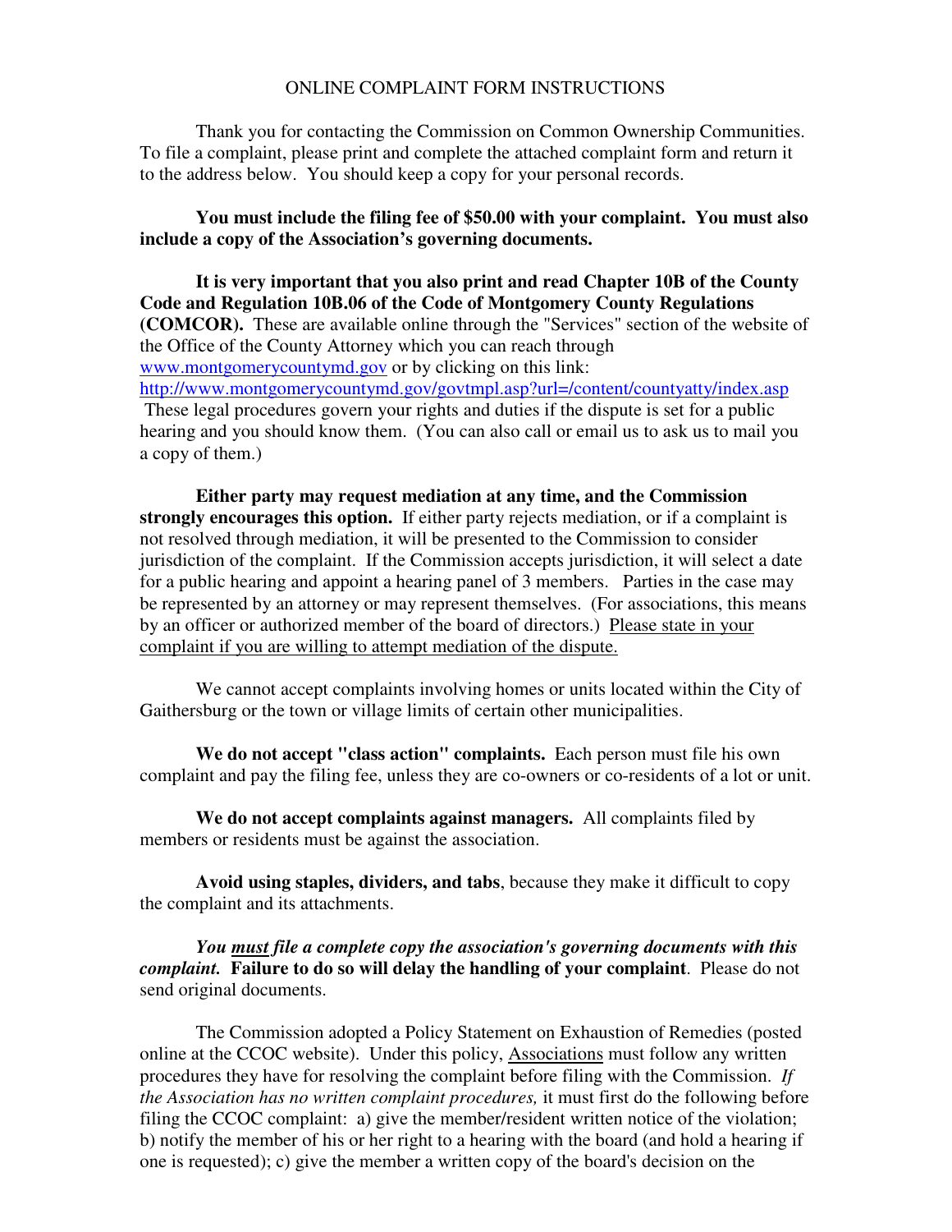# ONLINE COMPLAINT FORM INSTRUCTIONS

Thank you for contacting the Commission on Common Ownership Communities. To file a complaint, please print and complete the attached complaint form and return it to the address below. You should keep a copy for your personal records.

**You must include the filing fee of $50.00 with your complaint. You must also include a copy of the Association's governing documents.**

**It is very important that you also print and read Chapter 10B of the County Code and Regulation 10B.06 of the Code of Montgomery County Regulations (COMCOR).** These are available online through the "Services" section of the website of the Office of the County Attorney which you can reach through [www.montgomerycountymd.gov](www.montgomerycountymd.gov) or by clicking on this link: [http://www.montgomerycountymd.gov/govtmpl.asp?url=/content/countyatty/index.asp](http://www.montgomerycountymd.gov/govtmpl.asp?url=/content/countyatty/index.asp) These legal procedures govern your rights and duties if the dispute is set for a public hearing and you should know them. (You can also call or email us to ask us to mail you a copy of them.)

**Either party may request mediation at any time, and the Commission strongly encourages this option.** If either party rejects mediation, or if a complaint is not resolved through mediation, it will be presented to the Commission to consider jurisdiction of the complaint. If the Commission accepts jurisdiction, it will select a date for a public hearing and appoint a hearing panel of 3 members. Parties in the case may be represented by an attorney or may represent themselves. (For associations, this means by an officer or authorized member of the board of directors.) <u>Please state in your complaint if you are willing to attempt mediation of the dispute.</u>

We cannot accept complaints involving homes or units located within the City of Gaithersburg or the town or village limits of certain other municipalities.

**We do not accept "class action" complaints.** Each person must file his own complaint and pay the filing fee, unless they are co-owners or co-residents of a lot or unit.

**We do not accept complaints against managers.** All complaints filed by members or residents must be against the association.

**Avoid using staples, dividers, and tabs**, because they make it difficult to copy the complaint and its attachments.

***You <u>must</u> file a complete copy the association's governing documents with this complaint.* Failure to do so will delay the handling of your complaint**. Please do not send original documents.

The Commission adopted a Policy Statement on Exhaustion of Remedies (posted online at the CCOC website). Under this policy, <u>Associations</u> must follow any written procedures they have for resolving the complaint before filing with the Commission. *If the Association has no written complaint procedures,* it must first do the following before filing the CCOC complaint: a) give the member/resident written notice of the violation; b) notify the member of his or her right to a hearing with the board (and hold a hearing if one is requested); c) give the member a written copy of the board's decision on the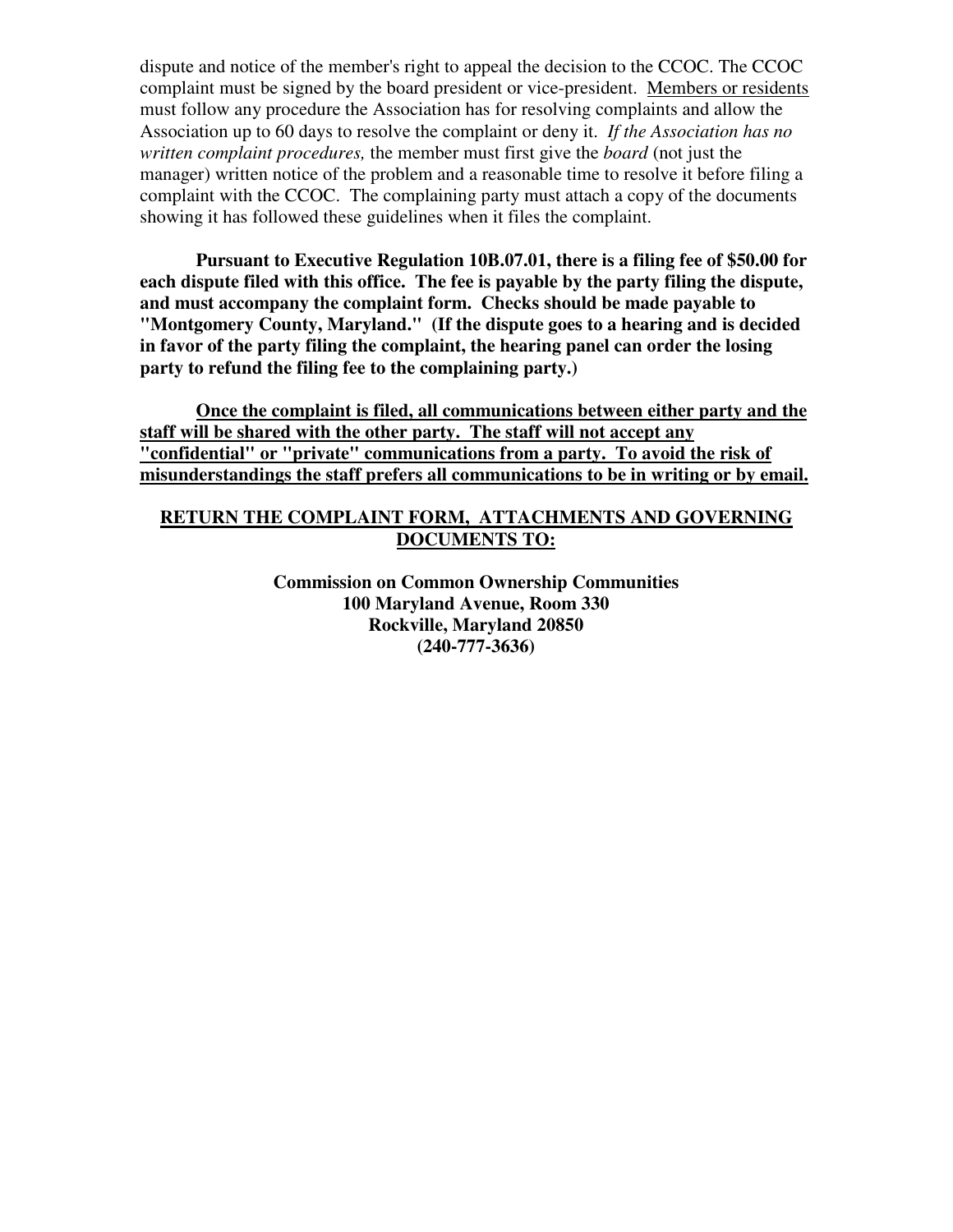dispute and notice of the member's right to appeal the decision to the CCOC. The CCOC complaint must be signed by the board president or vice-president. <u>Members or residents</u> must follow any procedure the Association has for resolving complaints and allow the Association up to 60 days to resolve the complaint or deny it. *If the Association has no written complaint procedures,* the member must first give the *board* (not just the manager) written notice of the problem and a reasonable time to resolve it before filing a complaint with the CCOC. The complaining party must attach a copy of the documents showing it has followed these guidelines when it files the complaint.

**Pursuant to Executive Regulation 10B.07.01, there is a filing fee of $50.00 for each dispute filed with this office. The fee is payable by the party filing the dispute, and must accompany the complaint form. Checks should be made payable to "Montgomery County, Maryland." (If the dispute goes to a hearing and is decided in favor of the party filing the complaint, the hearing panel can order the losing party to refund the filing fee to the complaining party.)**

**<u>Once the complaint is filed, all communications between either party and the staff will be shared with the other party. The staff will not accept any "confidential" or "private" communications from a party. To avoid the risk of misunderstandings the staff prefers all communications to be in writing or by email.</u>**

**<u>RETURN THE COMPLAINT FORM, ATTACHMENTS AND GOVERNING DOCUMENTS TO:</u>**

**Commission on Common Ownership Communities**
**100 Maryland Avenue, Room 330**
**Rockville, Maryland 20850**
**(240-777-3636)**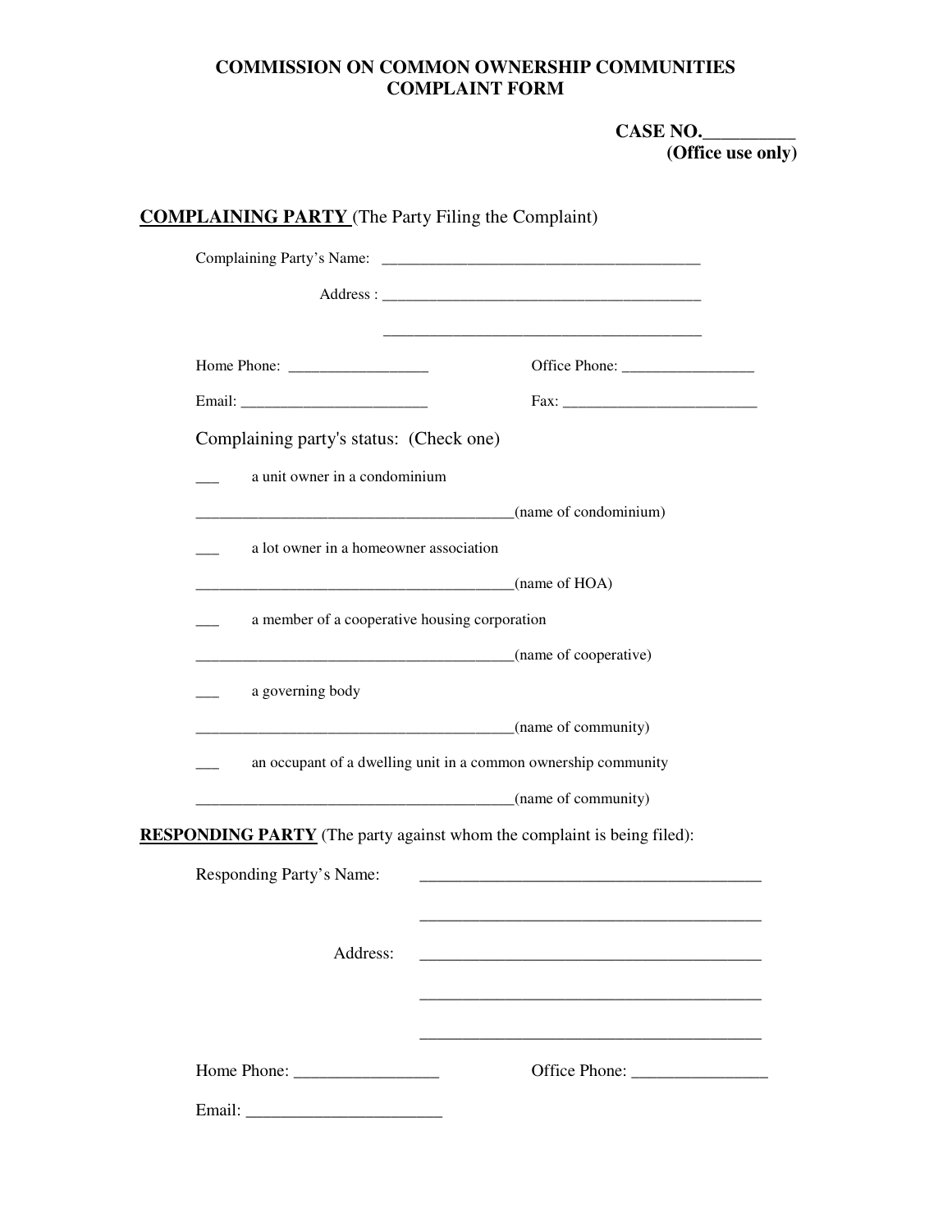**COMMISSION ON COMMON OWNERSHIP COMMUNITIES**
**COMPLAINT FORM**

**CASE NO.__________**
**(Office use only)**

**COMPLAINING PARTY** (The Party Filing the Complaint)

Complaining Party's Name: ________________________________________

Address : ________________________________________

________________________________________

Home Phone: __________________ Office Phone: _________________

Email: ________________________ Fax: _________________________

Complaining party's status: (Check one)

___ a unit owner in a condominium

________________________________________(name of condominium)

___ a lot owner in a homeowner association

________________________________________(name of HOA)

___ a member of a cooperative housing corporation

________________________________________(name of cooperative)

___ a governing body

________________________________________(name of community)

___ an occupant of a dwelling unit in a common ownership community

________________________________________(name of community)

**RESPONDING PARTY** (The party against whom the complaint is being filed):

Responding Party's Name: ________________________________________

________________________________________

Address: ________________________________________

________________________________________

________________________________________

Home Phone: _________________ Office Phone: ________________

Email: _______________________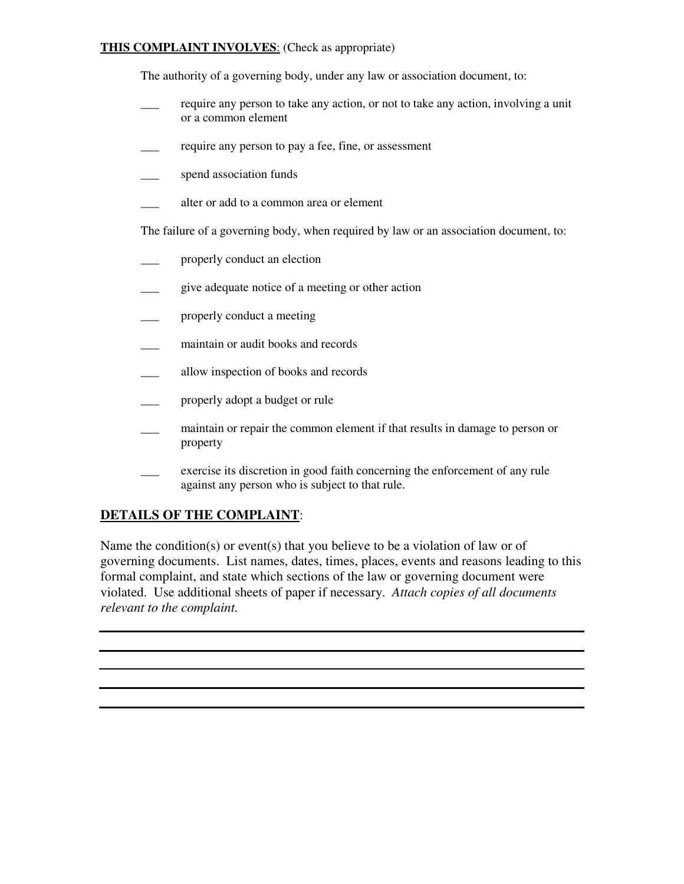**THIS COMPLAINT INVOLVES**: (Check as appropriate)

The authority of a governing body, under any law or association document, to:

___ require any person to take any action, or not to take any action, involving a unit or a common element

___ require any person to pay a fee, fine, or assessment

___ spend association funds

___ alter or add to a common area or element

The failure of a governing body, when required by law or an association document, to:

___ properly conduct an election

___ give adequate notice of a meeting or other action

___ properly conduct a meeting

___ maintain or audit books and records

___ allow inspection of books and records

___ properly adopt a budget or rule

___ maintain or repair the common element if that results in damage to person or property

___ exercise its discretion in good faith concerning the enforcement of any rule against any person who is subject to that rule.

**DETAILS OF THE COMPLAINT**:

Name the condition(s) or event(s) that you believe to be a violation of law or of governing documents. List names, dates, times, places, events and reasons leading to this formal complaint, and state which sections of the law or governing document were violated. Use additional sheets of paper if necessary. *Attach copies of all documents relevant to the complaint.*

______________________________________________________________________

______________________________________________________________________

______________________________________________________________________

______________________________________________________________________

______________________________________________________________________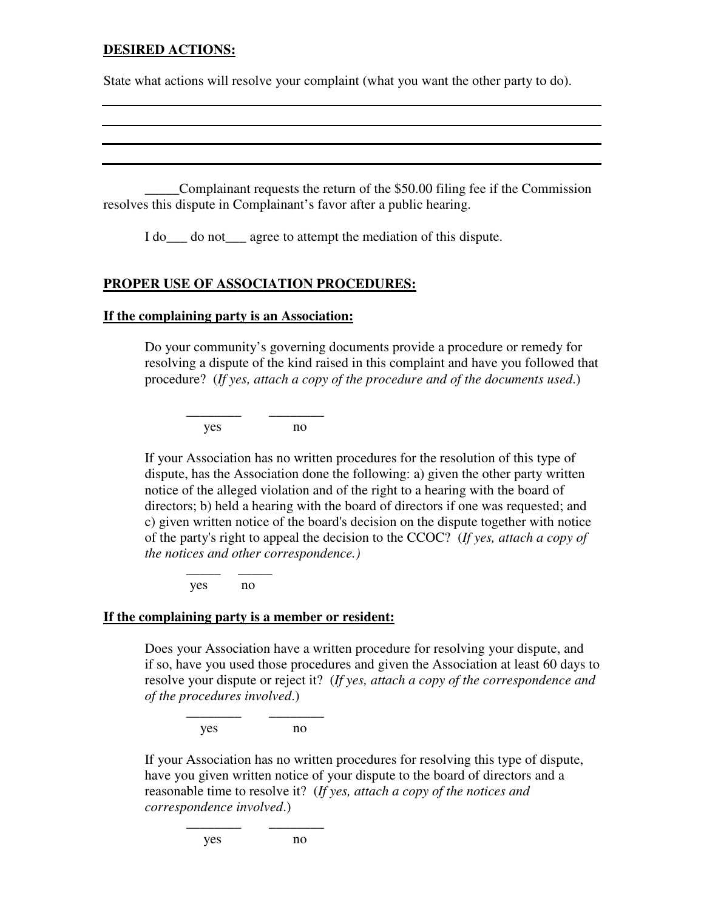**DESIRED ACTIONS:**

State what actions will resolve your complaint (what you want the other party to do).

_______________________________________________________________________________

_______________________________________________________________________________

_______________________________________________________________________________

_______________________________________________________________________________

_____Complainant requests the return of the $50.00 filing fee if the Commission resolves this dispute in Complainant's favor after a public hearing.

I do___ do not___ agree to attempt the mediation of this dispute.

**PROPER USE OF ASSOCIATION PROCEDURES:**

**If the complaining party is an Association:**

Do your community's governing documents provide a procedure or remedy for resolving a dispute of the kind raised in this complaint and have you followed that procedure? (*If yes, attach a copy of the procedure and of the documents used*.)

________ ________
yes no

If your Association has no written procedures for the resolution of this type of dispute, has the Association done the following: a) given the other party written notice of the alleged violation and of the right to a hearing with the board of directors; b) held a hearing with the board of directors if one was requested; and c) given written notice of the board's decision on the dispute together with notice of the party's right to appeal the decision to the CCOC? (*If yes, attach a copy of the notices and other correspondence.)*

_____ _____
yes no

**If the complaining party is a member or resident:**

Does your Association have a written procedure for resolving your dispute, and if so, have you used those procedures and given the Association at least 60 days to resolve your dispute or reject it? (*If yes, attach a copy of the correspondence and of the procedures involved*.)

________ ________
yes no

If your Association has no written procedures for resolving this type of dispute, have you given written notice of your dispute to the board of directors and a reasonable time to resolve it? (*If yes, attach a copy of the notices and correspondence involved*.)

________ ________
yes no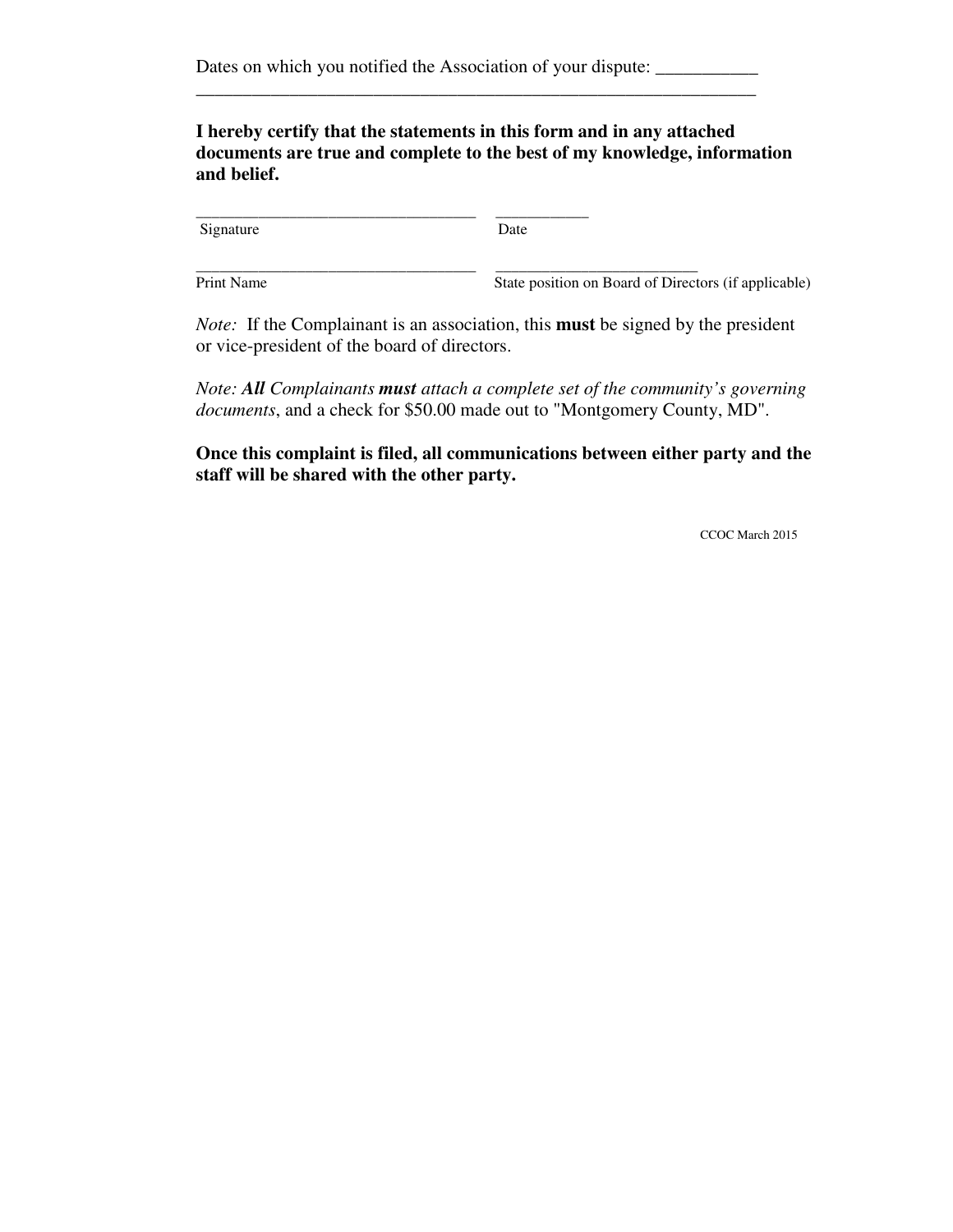Dates on which you notified the Association of your dispute: ___________
_____________________________________________________________

**I hereby certify that the statements in this form and in any attached documents are true and complete to the best of my knowledge, information and belief.**

_________________________________ ___________
Signature Date

_________________________________ ________________________
Print Name State position on Board of Directors (if applicable)

*Note:* If the Complainant is an association, this **must** be signed by the president or vice-president of the board of directors.

*Note:* ***All*** *Complainants* ***must*** *attach a complete set of the community's governing documents*, and a check for $50.00 made out to "Montgomery County, MD".

**Once this complaint is filed, all communications between either party and the staff will be shared with the other party.**

CCOC March 2015